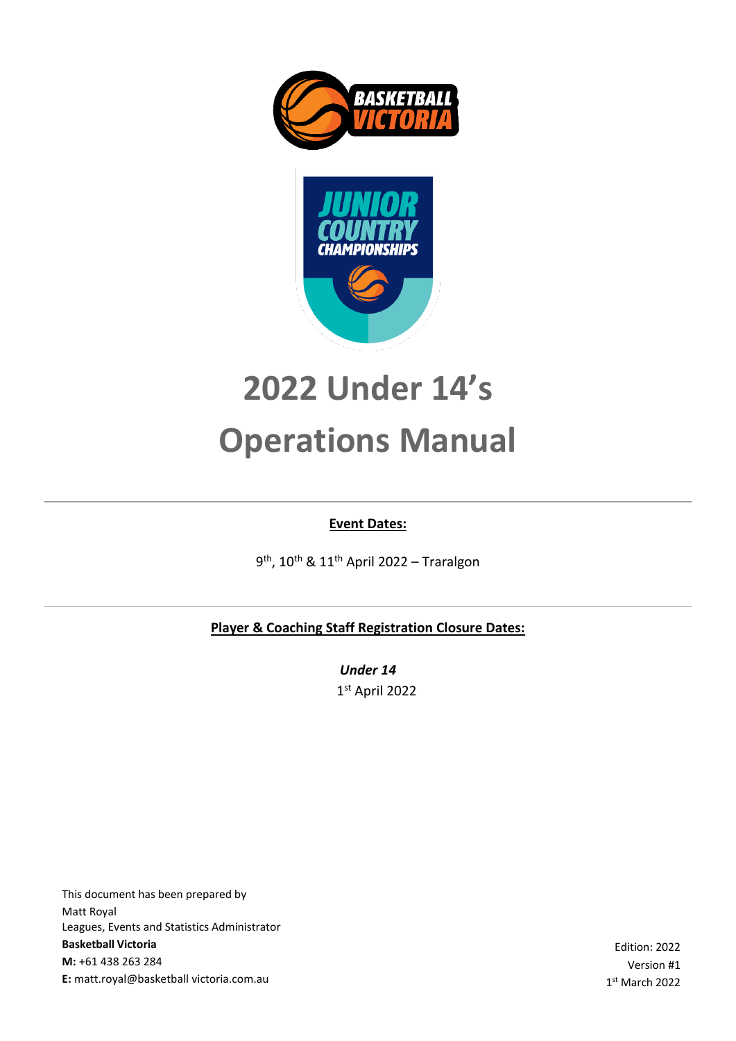# 2022 Under 14's Operations Manual

**Event Dates:**

9th, 10th & 11th April 2022 – Traralgon

**Player & Coaching Staff Registration Closure Dates:**

***Under 14***

1st April 2022

This document has been prepared by
Matt Royal
Leagues, Events and Statistics Administrator
**Basketball Victoria**
**M:** +61 438 263 284
**E:** matt.royal@basketball victoria.com.au

Edition: 2022
Version #1
1st March 2022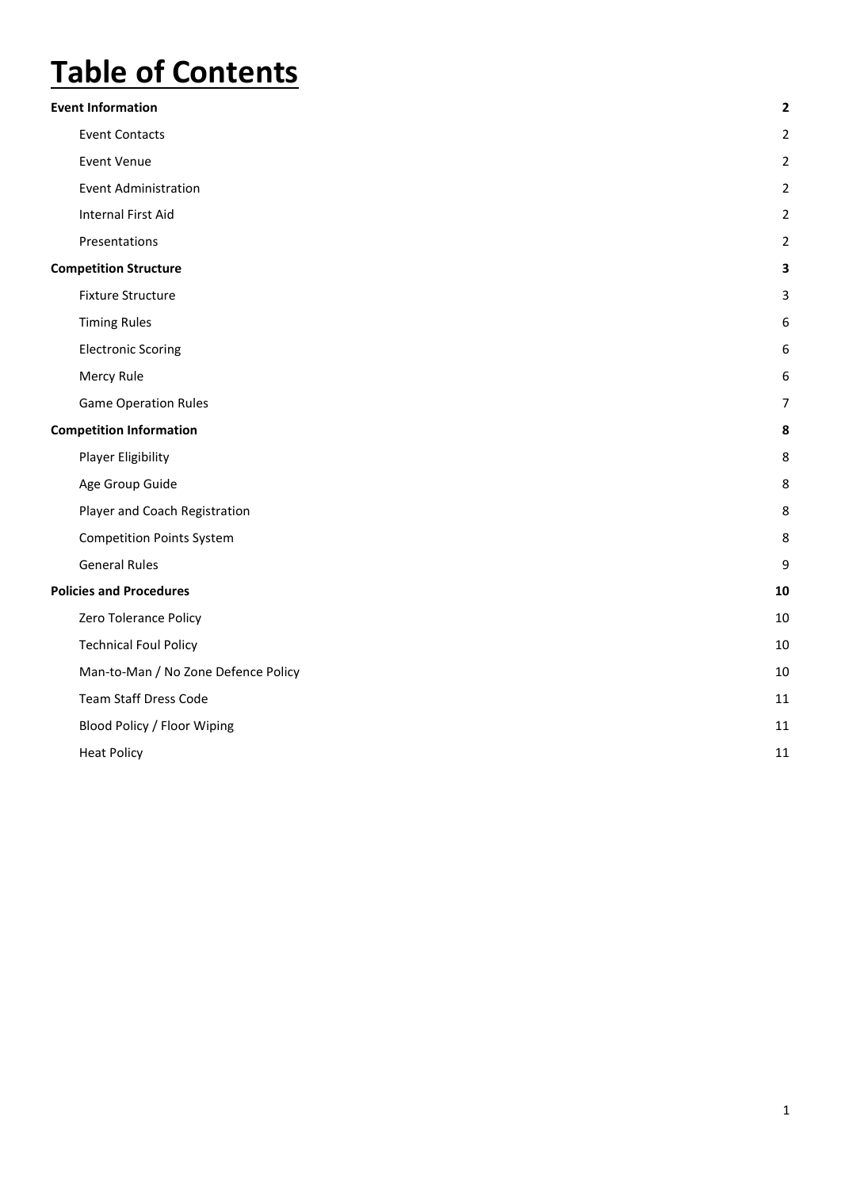# Table of Contents

**Event Information** **2**

- Event Contacts 2
- Event Venue 2
- Event Administration 2
- Internal First Aid 2
- Presentations 2

**Competition Structure** **3**

- Fixture Structure 3
- Timing Rules 6
- Electronic Scoring 6
- Mercy Rule 6
- Game Operation Rules 7

**Competition Information** **8**

- Player Eligibility 8
- Age Group Guide 8
- Player and Coach Registration 8
- Competition Points System 8
- General Rules 9

**Policies and Procedures** **10**

- Zero Tolerance Policy 10
- Technical Foul Policy 10
- Man-to-Man / No Zone Defence Policy 10
- Team Staff Dress Code 11
- Blood Policy / Floor Wiping 11
- Heat Policy 11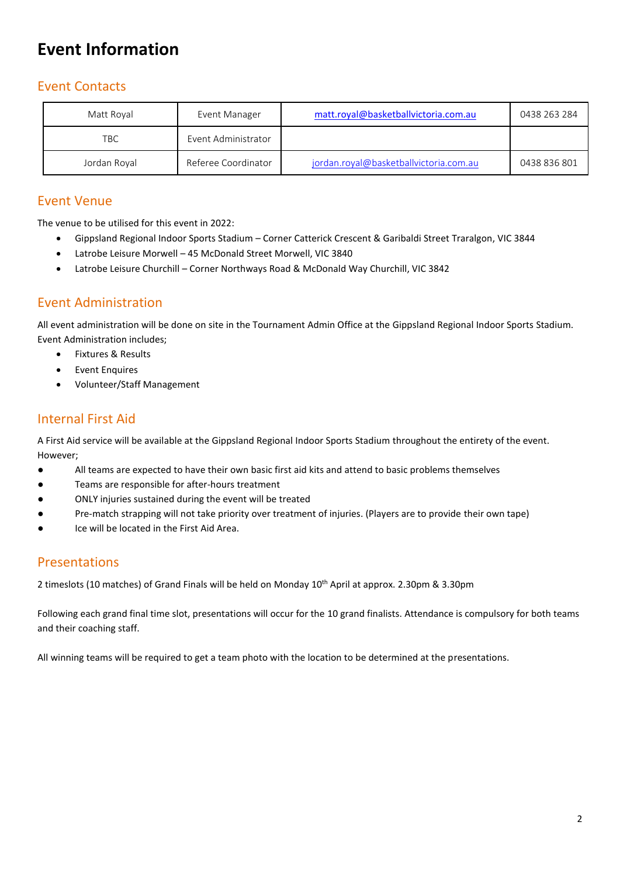# Event Information

## Event Contacts

| | | | |
|---|---|---|---|
| Matt Royal | Event Manager | matt.royal@basketballvictoria.com.au | 0438 263 284 |
| TBC | Event Administrator | | |
| Jordan Royal | Referee Coordinator | jordan.royal@basketballvictoria.com.au | 0438 836 801 |

## Event Venue

The venue to be utilised for this event in 2022:

- Gippsland Regional Indoor Sports Stadium – Corner Catterick Crescent & Garibaldi Street Traralgon, VIC 3844
- Latrobe Leisure Morwell – 45 McDonald Street Morwell, VIC 3840
- Latrobe Leisure Churchill – Corner Northways Road & McDonald Way Churchill, VIC 3842

## Event Administration

All event administration will be done on site in the Tournament Admin Office at the Gippsland Regional Indoor Sports Stadium. Event Administration includes;

- Fixtures & Results
- Event Enquires
- Volunteer/Staff Management

## Internal First Aid

A First Aid service will be available at the Gippsland Regional Indoor Sports Stadium throughout the entirety of the event. However;

- All teams are expected to have their own basic first aid kits and attend to basic problems themselves
- Teams are responsible for after-hours treatment
- ONLY injuries sustained during the event will be treated
- Pre-match strapping will not take priority over treatment of injuries. (Players are to provide their own tape)
- Ice will be located in the First Aid Area.

## Presentations

2 timeslots (10 matches) of Grand Finals will be held on Monday 10th April at approx. 2.30pm & 3.30pm

Following each grand final time slot, presentations will occur for the 10 grand finalists. Attendance is compulsory for both teams and their coaching staff.

All winning teams will be required to get a team photo with the location to be determined at the presentations.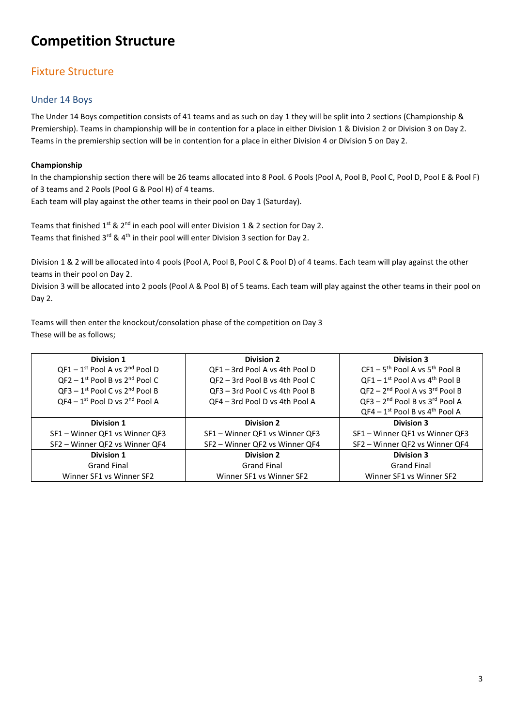# Competition Structure

## Fixture Structure

### Under 14 Boys

The Under 14 Boys competition consists of 41 teams and as such on day 1 they will be split into 2 sections (Championship & Premiership). Teams in championship will be in contention for a place in either Division 1 & Division 2 or Division 3 on Day 2. Teams in the premiership section will be in contention for a place in either Division 4 or Division 5 on Day 2.

**Championship**

In the championship section there will be 26 teams allocated into 8 Pool. 6 Pools (Pool A, Pool B, Pool C, Pool D, Pool E & Pool F) of 3 teams and 2 Pools (Pool G & Pool H) of 4 teams.
Each team will play against the other teams in their pool on Day 1 (Saturday).

Teams that finished 1st & 2nd in each pool will enter Division 1 & 2 section for Day 2.
Teams that finished 3rd & 4th in their pool will enter Division 3 section for Day 2.

Division 1 & 2 will be allocated into 4 pools (Pool A, Pool B, Pool C & Pool D) of 4 teams. Each team will play against the other teams in their pool on Day 2.
Division 3 will be allocated into 2 pools (Pool A & Pool B) of 5 teams. Each team will play against the other teams in their pool on Day 2.

Teams will then enter the knockout/consolation phase of the competition on Day 3
These will be as follows;

| Division 1 | Division 2 | Division 3 |
|---|---|---|
| QF1 – 1st Pool A vs 2nd Pool D<br>QF2 – 1st Pool B vs 2nd Pool C<br>QF3 – 1st Pool C vs 2nd Pool B<br>QF4 – 1st Pool D vs 2nd Pool A | QF1 – 3rd Pool A vs 4th Pool D<br>QF2 – 3rd Pool B vs 4th Pool C<br>QF3 – 3rd Pool C vs 4th Pool B<br>QF4 – 3rd Pool D vs 4th Pool A | CF1 – 5th Pool A vs 5th Pool B<br>QF1 – 1st Pool A vs 4th Pool B<br>QF2 – 2nd Pool A vs 3rd Pool B<br>QF3 – 2nd Pool B vs 3rd Pool A<br>QF4 – 1st Pool B vs 4th Pool A |
| **Division 1** | **Division 2** | **Division 3** |
| SF1 – Winner QF1 vs Winner QF3<br>SF2 – Winner QF2 vs Winner QF4 | SF1 – Winner QF1 vs Winner QF3<br>SF2 – Winner QF2 vs Winner QF4 | SF1 – Winner QF1 vs Winner QF3<br>SF2 – Winner QF2 vs Winner QF4 |
| **Division 1** | **Division 2** | **Division 3** |
| Grand Final<br>Winner SF1 vs Winner SF2 | Grand Final<br>Winner SF1 vs Winner SF2 | Grand Final<br>Winner SF1 vs Winner SF2 |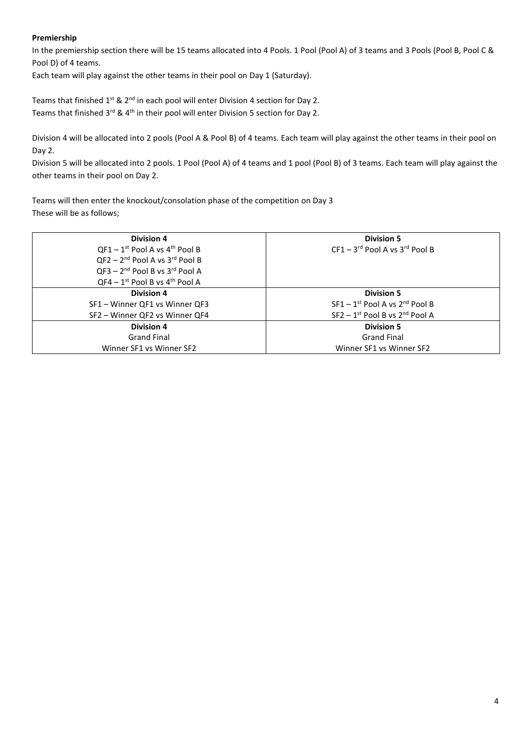**Premiership**

In the premiership section there will be 15 teams allocated into 4 Pools. 1 Pool (Pool A) of 3 teams and 3 Pools (Pool B, Pool C & Pool D) of 4 teams.

Each team will play against the other teams in their pool on Day 1 (Saturday).

Teams that finished 1st & 2nd in each pool will enter Division 4 section for Day 2.
Teams that finished 3rd & 4th in their pool will enter Division 5 section for Day 2.

Division 4 will be allocated into 2 pools (Pool A & Pool B) of 4 teams. Each team will play against the other teams in their pool on Day 2.

Division 5 will be allocated into 2 pools. 1 Pool (Pool A) of 4 teams and 1 pool (Pool B) of 3 teams. Each team will play against the other teams in their pool on Day 2.

Teams will then enter the knockout/consolation phase of the competition on Day 3
These will be as follows;

| **Division 4** | **Division 5** |
|---|---|
| QF1 – 1st Pool A vs 4th Pool B<br>QF2 – 2nd Pool A vs 3rd Pool B<br>QF3 – 2nd Pool B vs 3rd Pool A<br>QF4 – 1st Pool B vs 4th Pool A | CF1 – 3rd Pool A vs 3rd Pool B |
| **Division 4**<br>SF1 – Winner QF1 vs Winner QF3<br>SF2 – Winner QF2 vs Winner QF4 | **Division 5**<br>SF1 – 1st Pool A vs 2nd Pool B<br>SF2 – 1st Pool B vs 2nd Pool A |
| **Division 4**<br>Grand Final<br>Winner SF1 vs Winner SF2 | **Division 5**<br>Grand Final<br>Winner SF1 vs Winner SF2 |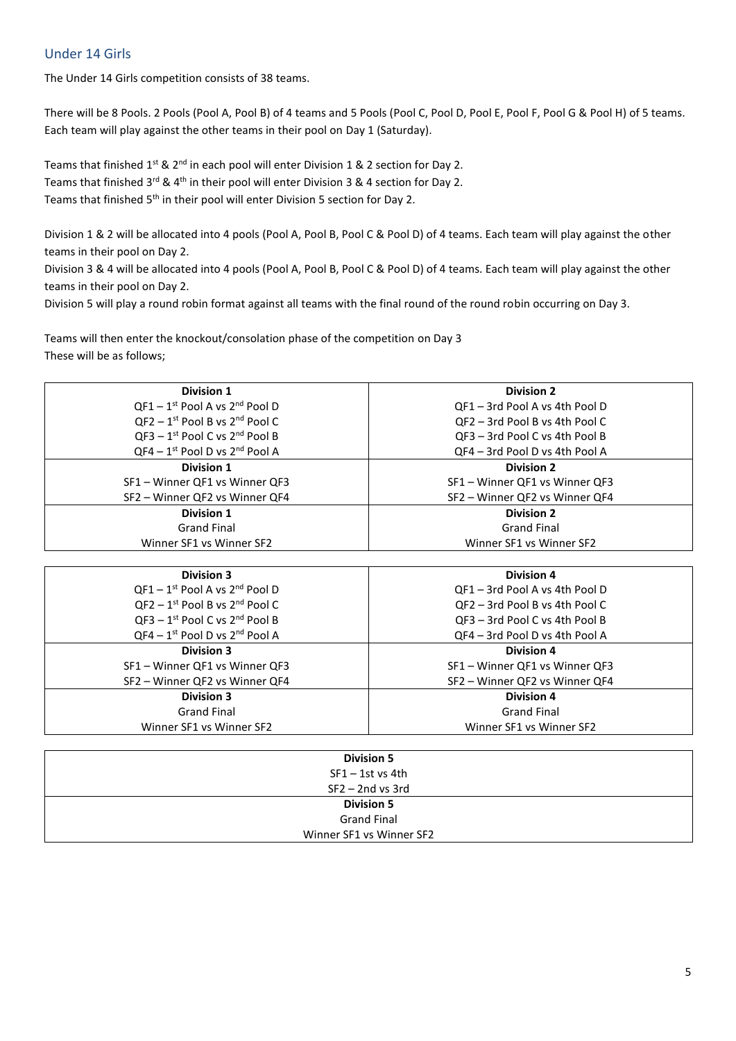## Under 14 Girls

The Under 14 Girls competition consists of 38 teams.

There will be 8 Pools. 2 Pools (Pool A, Pool B) of 4 teams and 5 Pools (Pool C, Pool D, Pool E, Pool F, Pool G & Pool H) of 5 teams. Each team will play against the other teams in their pool on Day 1 (Saturday).

Teams that finished 1st & 2nd in each pool will enter Division 1 & 2 section for Day 2.
Teams that finished 3rd & 4th in their pool will enter Division 3 & 4 section for Day 2.
Teams that finished 5th in their pool will enter Division 5 section for Day 2.

Division 1 & 2 will be allocated into 4 pools (Pool A, Pool B, Pool C & Pool D) of 4 teams. Each team will play against the other teams in their pool on Day 2.
Division 3 & 4 will be allocated into 4 pools (Pool A, Pool B, Pool C & Pool D) of 4 teams. Each team will play against the other teams in their pool on Day 2.
Division 5 will play a round robin format against all teams with the final round of the round robin occurring on Day 3.

Teams will then enter the knockout/consolation phase of the competition on Day 3
These will be as follows;

| Division 1 | Division 2 |
|---|---|
| QF1 – 1st Pool A vs 2nd Pool D | QF1 – 3rd Pool A vs 4th Pool D |
| QF2 – 1st Pool B vs 2nd Pool C | QF2 – 3rd Pool B vs 4th Pool C |
| QF3 – 1st Pool C vs 2nd Pool B | QF3 – 3rd Pool C vs 4th Pool B |
| QF4 – 1st Pool D vs 2nd Pool A | QF4 – 3rd Pool D vs 4th Pool A |
| **Division 1** | **Division 2** |
| SF1 – Winner QF1 vs Winner QF3 | SF1 – Winner QF1 vs Winner QF3 |
| SF2 – Winner QF2 vs Winner QF4 | SF2 – Winner QF2 vs Winner QF4 |
| **Division 1** | **Division 2** |
| Grand Final | Grand Final |
| Winner SF1 vs Winner SF2 | Winner SF1 vs Winner SF2 |

| Division 3 | Division 4 |
|---|---|
| QF1 – 1st Pool A vs 2nd Pool D | QF1 – 3rd Pool A vs 4th Pool D |
| QF2 – 1st Pool B vs 2nd Pool C | QF2 – 3rd Pool B vs 4th Pool C |
| QF3 – 1st Pool C vs 2nd Pool B | QF3 – 3rd Pool C vs 4th Pool B |
| QF4 – 1st Pool D vs 2nd Pool A | QF4 – 3rd Pool D vs 4th Pool A |
| **Division 3** | **Division 4** |
| SF1 – Winner QF1 vs Winner QF3 | SF1 – Winner QF1 vs Winner QF3 |
| SF2 – Winner QF2 vs Winner QF4 | SF2 – Winner QF2 vs Winner QF4 |
| **Division 3** | **Division 4** |
| Grand Final | Grand Final |
| Winner SF1 vs Winner SF2 | Winner SF1 vs Winner SF2 |

| Division 5 |
|---|
| SF1 – 1st vs 4th |
| SF2 – 2nd vs 3rd |
| **Division 5** |
| Grand Final |
| Winner SF1 vs Winner SF2 |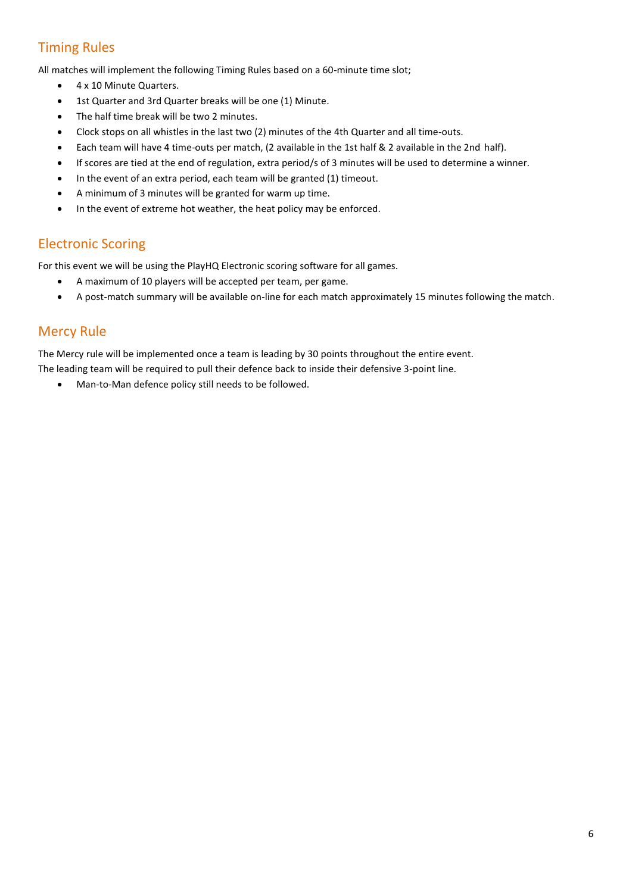## Timing Rules

All matches will implement the following Timing Rules based on a 60-minute time slot;

- 4 x 10 Minute Quarters.
- 1st Quarter and 3rd Quarter breaks will be one (1) Minute.
- The half time break will be two 2 minutes.
- Clock stops on all whistles in the last two (2) minutes of the 4th Quarter and all time-outs.
- Each team will have 4 time-outs per match, (2 available in the 1st half & 2 available in the 2nd half).
- If scores are tied at the end of regulation, extra period/s of 3 minutes will be used to determine a winner.
- In the event of an extra period, each team will be granted (1) timeout.
- A minimum of 3 minutes will be granted for warm up time.
- In the event of extreme hot weather, the heat policy may be enforced.

## Electronic Scoring

For this event we will be using the PlayHQ Electronic scoring software for all games.

- A maximum of 10 players will be accepted per team, per game.
- A post-match summary will be available on-line for each match approximately 15 minutes following the match.

## Mercy Rule

The Mercy rule will be implemented once a team is leading by 30 points throughout the entire event.
The leading team will be required to pull their defence back to inside their defensive 3-point line.

- Man-to-Man defence policy still needs to be followed.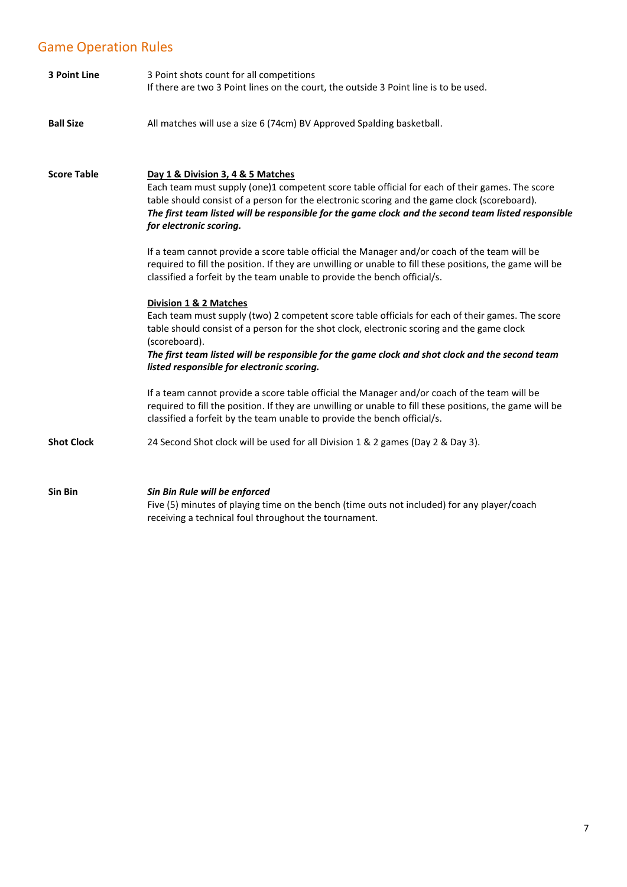## Game Operation Rules

**3 Point Line**

3 Point shots count for all competitions
If there are two 3 Point lines on the court, the outside 3 Point line is to be used.

**Ball Size**

All matches will use a size 6 (74cm) BV Approved Spalding basketball.

**Score Table**

<u>**Day 1 & Division 3, 4 & 5 Matches**</u>
Each team must supply (one)1 competent score table official for each of their games. The score table should consist of a person for the electronic scoring and the game clock (scoreboard).
***The first team listed will be responsible for the game clock and the second team listed responsible for electronic scoring.***

If a team cannot provide a score table official the Manager and/or coach of the team will be required to fill the position. If they are unwilling or unable to fill these positions, the game will be classified a forfeit by the team unable to provide the bench official/s.

<u>**Division 1 & 2 Matches**</u>
Each team must supply (two) 2 competent score table officials for each of their games. The score table should consist of a person for the shot clock, electronic scoring and the game clock (scoreboard).
***The first team listed will be responsible for the game clock and shot clock and the second team listed responsible for electronic scoring.***

If a team cannot provide a score table official the Manager and/or coach of the team will be required to fill the position. If they are unwilling or unable to fill these positions, the game will be classified a forfeit by the team unable to provide the bench official/s.

**Shot Clock**

24 Second Shot clock will be used for all Division 1 & 2 games (Day 2 & Day 3).

**Sin Bin**

***Sin Bin Rule will be enforced***
Five (5) minutes of playing time on the bench (time outs not included) for any player/coach receiving a technical foul throughout the tournament.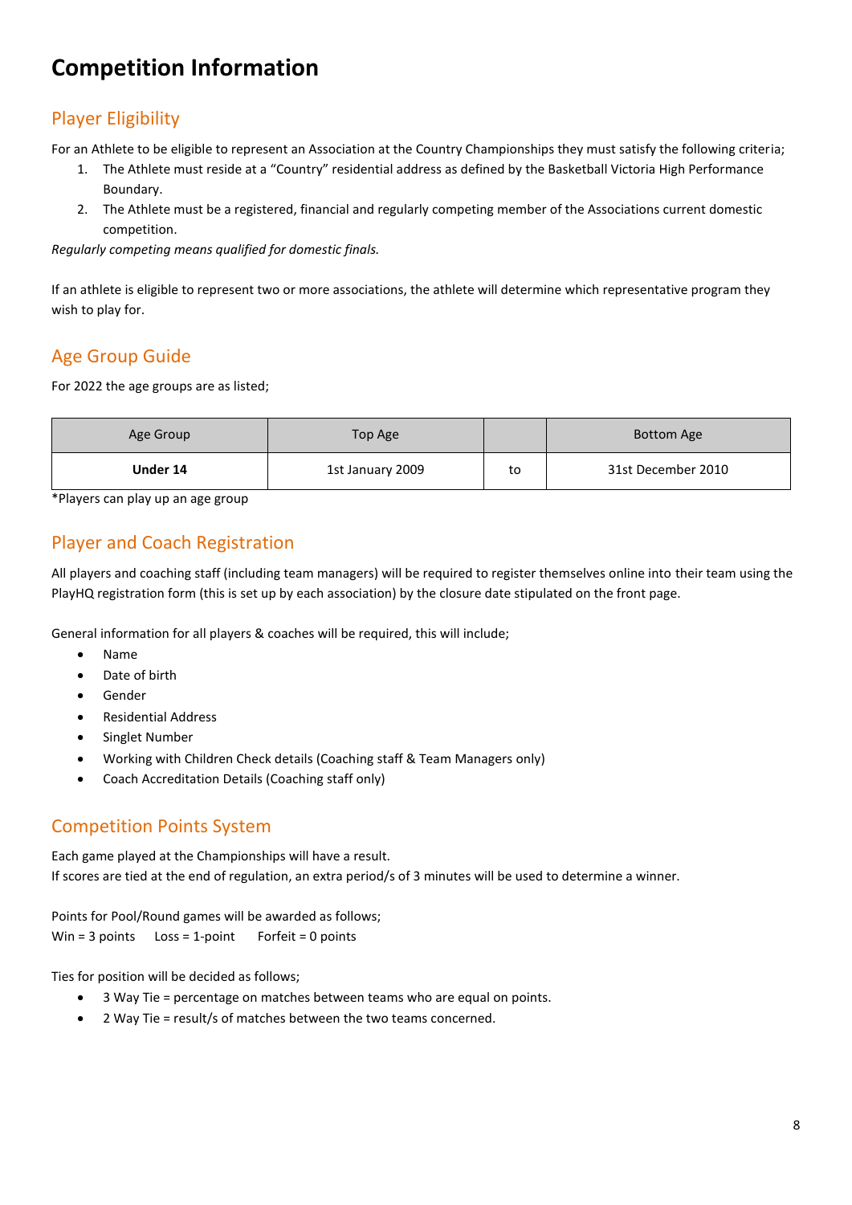# Competition Information

## Player Eligibility

For an Athlete to be eligible to represent an Association at the Country Championships they must satisfy the following criteria;

1. The Athlete must reside at a "Country" residential address as defined by the Basketball Victoria High Performance Boundary.
2. The Athlete must be a registered, financial and regularly competing member of the Associations current domestic competition.

*Regularly competing means qualified for domestic finals.*

If an athlete is eligible to represent two or more associations, the athlete will determine which representative program they wish to play for.

## Age Group Guide

For 2022 the age groups are as listed;

| Age Group | Top Age | | Bottom Age |
|---|---|---|---|
| **Under 14** | 1st January 2009 | to | 31st December 2010 |

*Players can play up an age group

## Player and Coach Registration

All players and coaching staff (including team managers) will be required to register themselves online into their team using the PlayHQ registration form (this is set up by each association) by the closure date stipulated on the front page.

General information for all players & coaches will be required, this will include;

- Name
- Date of birth
- Gender
- Residential Address
- Singlet Number
- Working with Children Check details (Coaching staff & Team Managers only)
- Coach Accreditation Details (Coaching staff only)

## Competition Points System

Each game played at the Championships will have a result.
If scores are tied at the end of regulation, an extra period/s of 3 minutes will be used to determine a winner.

Points for Pool/Round games will be awarded as follows;
Win = 3 points     Loss = 1-point     Forfeit = 0 points

Ties for position will be decided as follows;

- 3 Way Tie = percentage on matches between teams who are equal on points.
- 2 Way Tie = result/s of matches between the two teams concerned.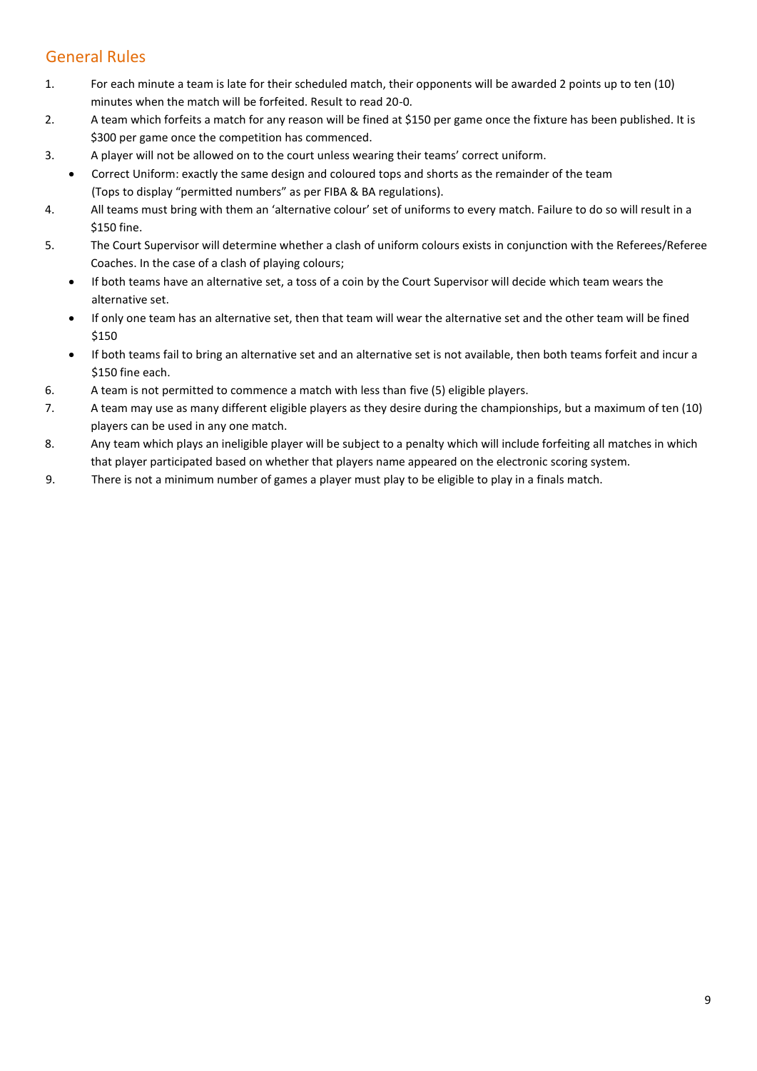## General Rules

1. For each minute a team is late for their scheduled match, their opponents will be awarded 2 points up to ten (10) minutes when the match will be forfeited. Result to read 20-0.
2. A team which forfeits a match for any reason will be fined at $150 per game once the fixture has been published. It is $300 per game once the competition has commenced.
3. A player will not be allowed on to the court unless wearing their teams' correct uniform.
   - Correct Uniform: exactly the same design and coloured tops and shorts as the remainder of the team (Tops to display "permitted numbers" as per FIBA & BA regulations).
4. All teams must bring with them an 'alternative colour' set of uniforms to every match. Failure to do so will result in a $150 fine.
5. The Court Supervisor will determine whether a clash of uniform colours exists in conjunction with the Referees/Referee Coaches. In the case of a clash of playing colours;
   - If both teams have an alternative set, a toss of a coin by the Court Supervisor will decide which team wears the alternative set.
   - If only one team has an alternative set, then that team will wear the alternative set and the other team will be fined $150
   - If both teams fail to bring an alternative set and an alternative set is not available, then both teams forfeit and incur a $150 fine each.
6. A team is not permitted to commence a match with less than five (5) eligible players.
7. A team may use as many different eligible players as they desire during the championships, but a maximum of ten (10) players can be used in any one match.
8. Any team which plays an ineligible player will be subject to a penalty which will include forfeiting all matches in which that player participated based on whether that players name appeared on the electronic scoring system.
9. There is not a minimum number of games a player must play to be eligible to play in a finals match.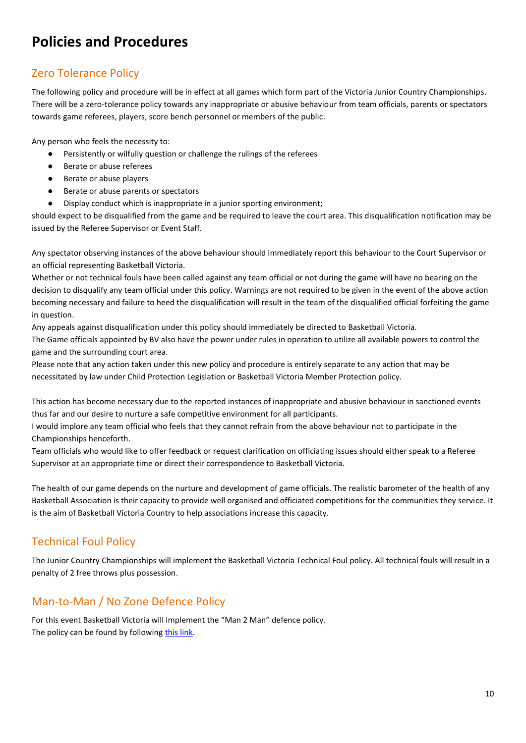# Policies and Procedures

## Zero Tolerance Policy

The following policy and procedure will be in effect at all games which form part of the Victoria Junior Country Championships. There will be a zero-tolerance policy towards any inappropriate or abusive behaviour from team officials, parents or spectators towards game referees, players, score bench personnel or members of the public.

Any person who feels the necessity to:

- Persistently or wilfully question or challenge the rulings of the referees
- Berate or abuse referees
- Berate or abuse players
- Berate or abuse parents or spectators
- Display conduct which is inappropriate in a junior sporting environment;

should expect to be disqualified from the game and be required to leave the court area. This disqualification notification may be issued by the Referee Supervisor or Event Staff.

Any spectator observing instances of the above behaviour should immediately report this behaviour to the Court Supervisor or an official representing Basketball Victoria.

Whether or not technical fouls have been called against any team official or not during the game will have no bearing on the decision to disqualify any team official under this policy. Warnings are not required to be given in the event of the above action becoming necessary and failure to heed the disqualification will result in the team of the disqualified official forfeiting the game in question.

Any appeals against disqualification under this policy should immediately be directed to Basketball Victoria.

The Game officials appointed by BV also have the power under rules in operation to utilize all available powers to control the game and the surrounding court area.

Please note that any action taken under this new policy and procedure is entirely separate to any action that may be necessitated by law under Child Protection Legislation or Basketball Victoria Member Protection policy.

This action has become necessary due to the reported instances of inappropriate and abusive behaviour in sanctioned events thus far and our desire to nurture a safe competitive environment for all participants.

I would implore any team official who feels that they cannot refrain from the above behaviour not to participate in the Championships henceforth.

Team officials who would like to offer feedback or request clarification on officiating issues should either speak to a Referee Supervisor at an appropriate time or direct their correspondence to Basketball Victoria.

The health of our game depends on the nurture and development of game officials. The realistic barometer of the health of any Basketball Association is their capacity to provide well organised and officiated competitions for the communities they service. It is the aim of Basketball Victoria Country to help associations increase this capacity.

## Technical Foul Policy

The Junior Country Championships will implement the Basketball Victoria Technical Foul policy. All technical fouls will result in a penalty of 2 free throws plus possession.

## Man-to-Man / No Zone Defence Policy

For this event Basketball Victoria will implement the "Man 2 Man" defence policy.
The policy can be found by following this link.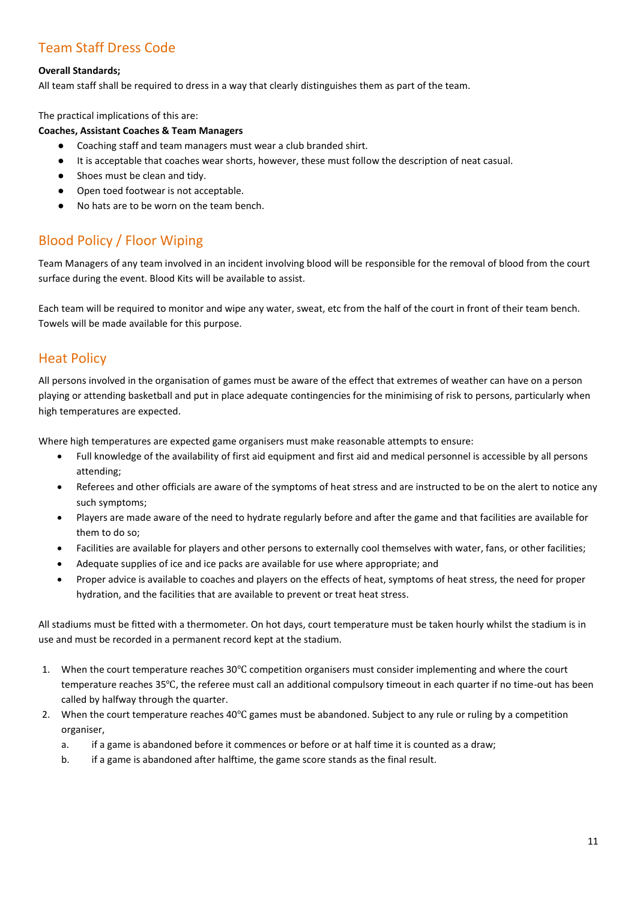## Team Staff Dress Code

**Overall Standards;**
All team staff shall be required to dress in a way that clearly distinguishes them as part of the team.

The practical implications of this are:

**Coaches, Assistant Coaches & Team Managers**

- Coaching staff and team managers must wear a club branded shirt.
- It is acceptable that coaches wear shorts, however, these must follow the description of neat casual.
- Shoes must be clean and tidy.
- Open toed footwear is not acceptable.
- No hats are to be worn on the team bench.

## Blood Policy / Floor Wiping

Team Managers of any team involved in an incident involving blood will be responsible for the removal of blood from the court surface during the event. Blood Kits will be available to assist.

Each team will be required to monitor and wipe any water, sweat, etc from the half of the court in front of their team bench. Towels will be made available for this purpose.

## Heat Policy

All persons involved in the organisation of games must be aware of the effect that extremes of weather can have on a person playing or attending basketball and put in place adequate contingencies for the minimising of risk to persons, particularly when high temperatures are expected.

Where high temperatures are expected game organisers must make reasonable attempts to ensure:

- Full knowledge of the availability of first aid equipment and first aid and medical personnel is accessible by all persons attending;
- Referees and other officials are aware of the symptoms of heat stress and are instructed to be on the alert to notice any such symptoms;
- Players are made aware of the need to hydrate regularly before and after the game and that facilities are available for them to do so;
- Facilities are available for players and other persons to externally cool themselves with water, fans, or other facilities;
- Adequate supplies of ice and ice packs are available for use where appropriate; and
- Proper advice is available to coaches and players on the effects of heat, symptoms of heat stress, the need for proper hydration, and the facilities that are available to prevent or treat heat stress.

All stadiums must be fitted with a thermometer. On hot days, court temperature must be taken hourly whilst the stadium is in use and must be recorded in a permanent record kept at the stadium.

1. When the court temperature reaches 30℃ competition organisers must consider implementing and where the court temperature reaches 35℃, the referee must call an additional compulsory timeout in each quarter if no time-out has been called by halfway through the quarter.
2. When the court temperature reaches 40℃ games must be abandoned. Subject to any rule or ruling by a competition organiser,
   a. if a game is abandoned before it commences or before or at half time it is counted as a draw;
   b. if a game is abandoned after halftime, the game score stands as the final result.